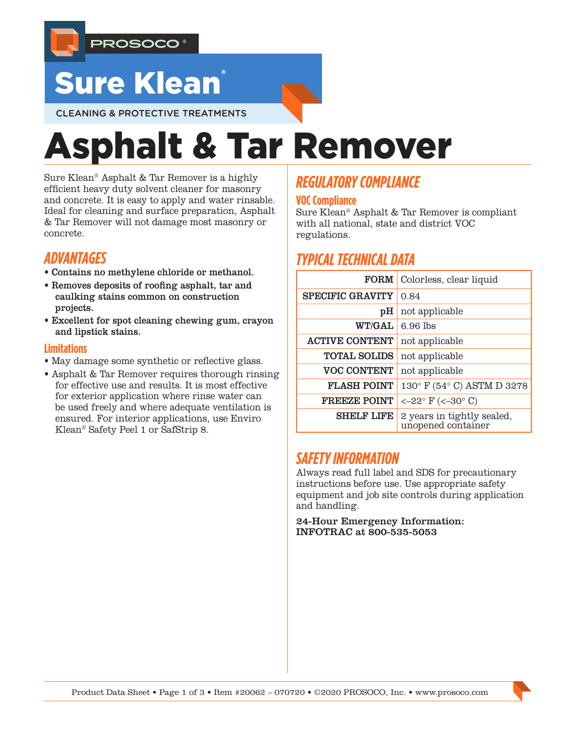PROSOCO®

Sure Klean®

CLEANING & PROTECTIVE TREATMENTS

# Asphalt & Tar Remover

Sure Klean® Asphalt & Tar Remover is a highly efficient heavy duty solvent cleaner for masonry and concrete. It is easy to apply and water rinsable. Ideal for cleaning and surface preparation, Asphalt & Tar Remover will not damage most masonry or concrete.

## ADVANTAGES

- **Contains no methylene chloride or methanol.**
- **Removes deposits of roofing asphalt, tar and caulking stains common on construction projects.**
- **Excellent for spot cleaning chewing gum, crayon and lipstick stains.**

### Limitations

- May damage some synthetic or reflective glass.
- Asphalt & Tar Remover requires thorough rinsing for effective use and results. It is most effective for exterior application where rinse water can be used freely and where adequate ventilation is ensured. For interior applications, use Enviro Klean® Safety Peel 1 or SafStrip 8.

## REGULATORY COMPLIANCE

### VOC Compliance

Sure Klean® Asphalt & Tar Remover is compliant with all national, state and district VOC regulations.

## TYPICAL TECHNICAL DATA

| | |
|---|---|
| **FORM** | Colorless, clear liquid |
| **SPECIFIC GRAVITY** | 0.84 |
| **pH** | not applicable |
| **WT/GAL** | 6.96 lbs |
| **ACTIVE CONTENT** | not applicable |
| **TOTAL SOLIDS** | not applicable |
| **VOC CONTENT** | not applicable |
| **FLASH POINT** | 130° F (54° C) ASTM D 3278 |
| **FREEZE POINT** | <–22° F (<–30° C) |
| **SHELF LIFE** | 2 years in tightly sealed, unopened container |

## SAFETY INFORMATION

Always read full label and SDS for precautionary instructions before use. Use appropriate safety equipment and job site controls during application and handling.

**24-Hour Emergency Information: INFOTRAC at 800-535-5053**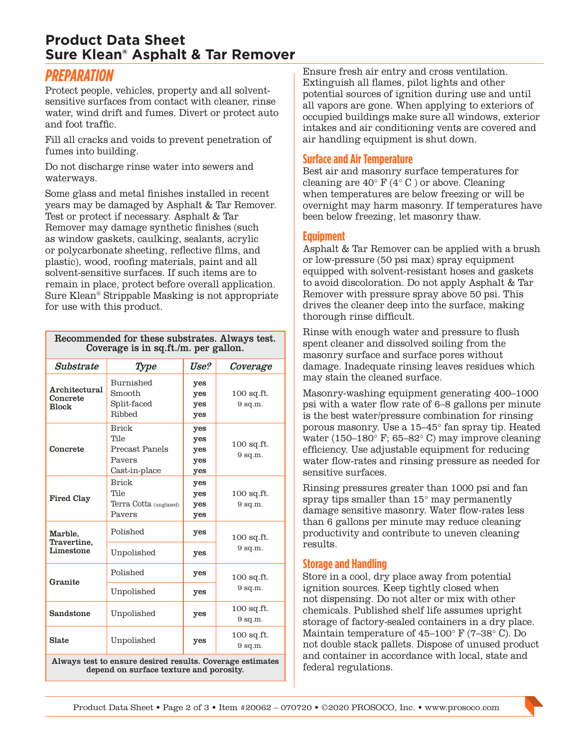# Product Data Sheet
# Sure Klean® Asphalt & Tar Remover

## PREPARATION

Protect people, vehicles, property and all solvent-sensitive surfaces from contact with cleaner, rinse water, wind drift and fumes. Divert or protect auto and foot traffic.

Fill all cracks and voids to prevent penetration of fumes into building.

Do not discharge rinse water into sewers and waterways.

Some glass and metal finishes installed in recent years may be damaged by Asphalt & Tar Remover. Test or protect if necessary. Asphalt & Tar Remover may damage synthetic finishes (such as window gaskets, caulking, sealants, acrylic or polycarbonate sheeting, reflective films, and plastic), wood, roofing materials, paint and all solvent-sensitive surfaces. If such items are to remain in place, protect before overall application. Sure Klean® Strippable Masking is not appropriate for use with this product.

Recommended for these substrates. Always test. Coverage is in sq.ft./m. per gallon.

| *Substrate* | *Type* | *Use?* | *Coverage* |
|---|---|---|---|
| **Architectural Concrete Block** | Burnished | **yes** | 100 sq.ft. 9 sq.m. |
| | Smooth | **yes** | |
| | Split-faced | **yes** | |
| | Ribbed | **yes** | |
| **Concrete** | Brick | **yes** | 100 sq.ft. 9 sq.m. |
| | Tile | **yes** | |
| | Precast Panels | **yes** | |
| | Pavers | **yes** | |
| | Cast-in-place | **yes** | |
| **Fired Clay** | Brick | **yes** | 100 sq.ft. 9 sq.m. |
| | Tile | **yes** | |
| | Terra Cotta (unglazed) | **yes** | |
| | Pavers | **yes** | |
| **Marble, Travertine, Limestone** | Polished | **yes** | 100 sq.ft. 9 sq.m. |
| | Unpolished | **yes** | |
| **Granite** | Polished | **yes** | 100 sq.ft. 9 sq.m. |
| | Unpolished | **yes** | |
| **Sandstone** | Unpolished | **yes** | 100 sq.ft. 9 sq.m. |
| **Slate** | Unpolished | **yes** | 100 sq.ft. 9 sq.m. |

**Always test to ensure desired results. Coverage estimates depend on surface texture and porosity.**

Ensure fresh air entry and cross ventilation. Extinguish all flames, pilot lights and other potential sources of ignition during use and until all vapors are gone. When applying to exteriors of occupied buildings make sure all windows, exterior intakes and air conditioning vents are covered and air handling equipment is shut down.

### Surface and Air Temperature

Best air and masonry surface temperatures for cleaning are 40° F (4° C ) or above. Cleaning when temperatures are below freezing or will be overnight may harm masonry. If temperatures have been below freezing, let masonry thaw.

### Equipment

Asphalt & Tar Remover can be applied with a brush or low-pressure (50 psi max) spray equipment equipped with solvent-resistant hoses and gaskets to avoid discoloration. Do not apply Asphalt & Tar Remover with pressure spray above 50 psi. This drives the cleaner deep into the surface, making thorough rinse difficult.

Rinse with enough water and pressure to flush spent cleaner and dissolved soiling from the masonry surface and surface pores without damage. Inadequate rinsing leaves residues which may stain the cleaned surface.

Masonry-washing equipment generating 400–1000 psi with a water flow rate of 6–8 gallons per minute is the best water/pressure combination for rinsing porous masonry. Use a 15–45° fan spray tip. Heated water (150–180° F; 65–82° C) may improve cleaning efficiency. Use adjustable equipment for reducing water flow-rates and rinsing pressure as needed for sensitive surfaces.

Rinsing pressures greater than 1000 psi and fan spray tips smaller than 15° may permanently damage sensitive masonry. Water flow-rates less than 6 gallons per minute may reduce cleaning productivity and contribute to uneven cleaning results.

### Storage and Handling

Store in a cool, dry place away from potential ignition sources. Keep tightly closed when not dispensing. Do not alter or mix with other chemicals. Published shelf life assumes upright storage of factory-sealed containers in a dry place. Maintain temperature of 45–100° F (7–38° C). Do not double stack pallets. Dispose of unused product and container in accordance with local, state and federal regulations.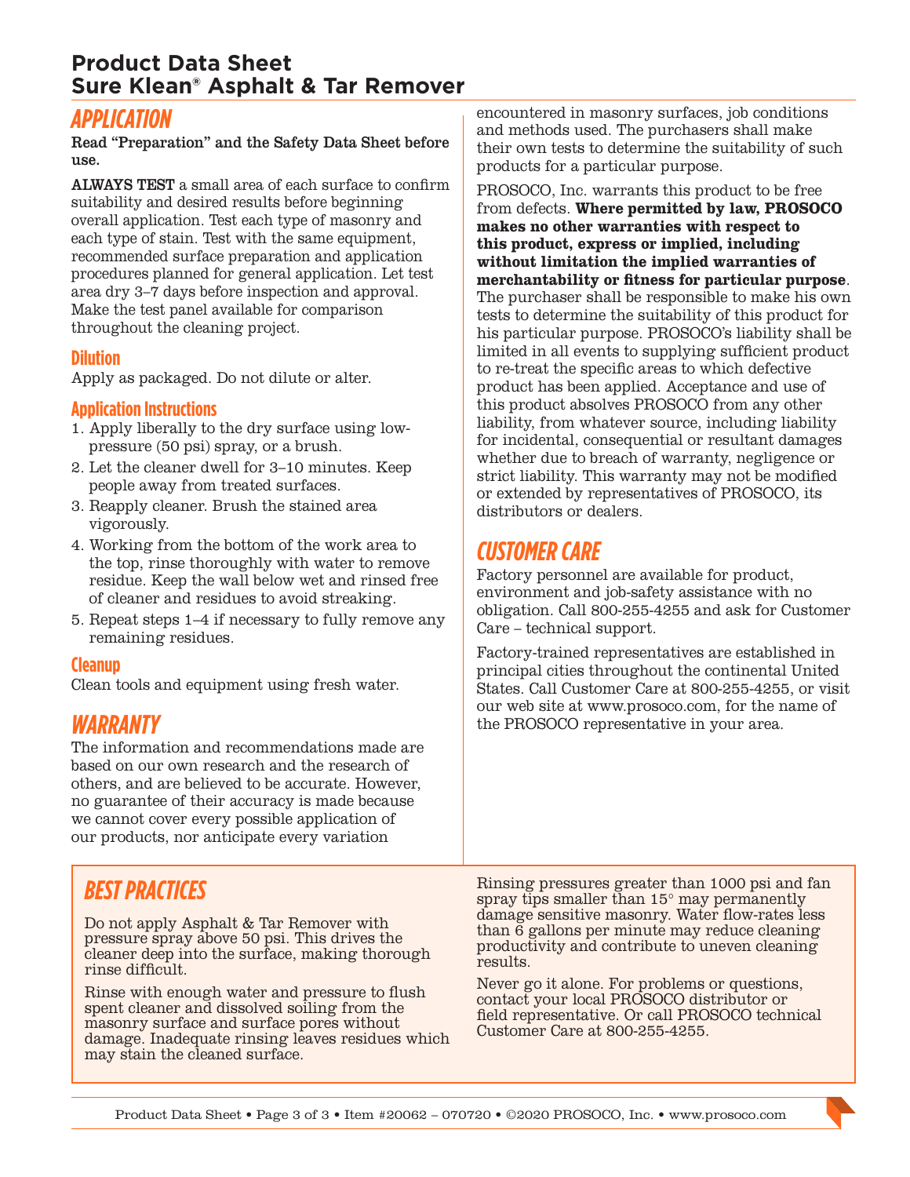# Product Data Sheet
# Sure Klean® Asphalt & Tar Remover

## APPLICATION

**Read "Preparation" and the Safety Data Sheet before use.**

**ALWAYS TEST** a small area of each surface to confirm suitability and desired results before beginning overall application. Test each type of masonry and each type of stain. Test with the same equipment, recommended surface preparation and application procedures planned for general application. Let test area dry 3–7 days before inspection and approval. Make the test panel available for comparison throughout the cleaning project.

### Dilution

Apply as packaged. Do not dilute or alter.

### Application Instructions

1. Apply liberally to the dry surface using low-pressure (50 psi) spray, or a brush.
2. Let the cleaner dwell for 3–10 minutes. Keep people away from treated surfaces.
3. Reapply cleaner. Brush the stained area vigorously.
4. Working from the bottom of the work area to the top, rinse thoroughly with water to remove residue. Keep the wall below wet and rinsed free of cleaner and residues to avoid streaking.
5. Repeat steps 1–4 if necessary to fully remove any remaining residues.

### Cleanup

Clean tools and equipment using fresh water.

## WARRANTY

The information and recommendations made are based on our own research and the research of others, and are believed to be accurate. However, no guarantee of their accuracy is made because we cannot cover every possible application of our products, nor anticipate every variation encountered in masonry surfaces, job conditions and methods used. The purchasers shall make their own tests to determine the suitability of such products for a particular purpose.

PROSOCO, Inc. warrants this product to be free from defects. **Where permitted by law, PROSOCO makes no other warranties with respect to this product, express or implied, including without limitation the implied warranties of merchantability or fitness for particular purpose**. The purchaser shall be responsible to make his own tests to determine the suitability of this product for his particular purpose. PROSOCO's liability shall be limited in all events to supplying sufficient product to re-treat the specific areas to which defective product has been applied. Acceptance and use of this product absolves PROSOCO from any other liability, from whatever source, including liability for incidental, consequential or resultant damages whether due to breach of warranty, negligence or strict liability. This warranty may not be modified or extended by representatives of PROSOCO, its distributors or dealers.

## CUSTOMER CARE

Factory personnel are available for product, environment and job-safety assistance with no obligation. Call 800-255-4255 and ask for Customer Care – technical support.

Factory-trained representatives are established in principal cities throughout the continental United States. Call Customer Care at 800-255-4255, or visit our web site at www.prosoco.com, for the name of the PROSOCO representative in your area.

## BEST PRACTICES

Do not apply Asphalt & Tar Remover with pressure spray above 50 psi. This drives the cleaner deep into the surface, making thorough rinse difficult.

Rinse with enough water and pressure to flush spent cleaner and dissolved soiling from the masonry surface and surface pores without damage. Inadequate rinsing leaves residues which may stain the cleaned surface.

Rinsing pressures greater than 1000 psi and fan spray tips smaller than 15° may permanently damage sensitive masonry. Water flow-rates less than 6 gallons per minute may reduce cleaning productivity and contribute to uneven cleaning results.

Never go it alone. For problems or questions, contact your local PROSOCO distributor or field representative. Or call PROSOCO technical Customer Care at 800-255-4255.